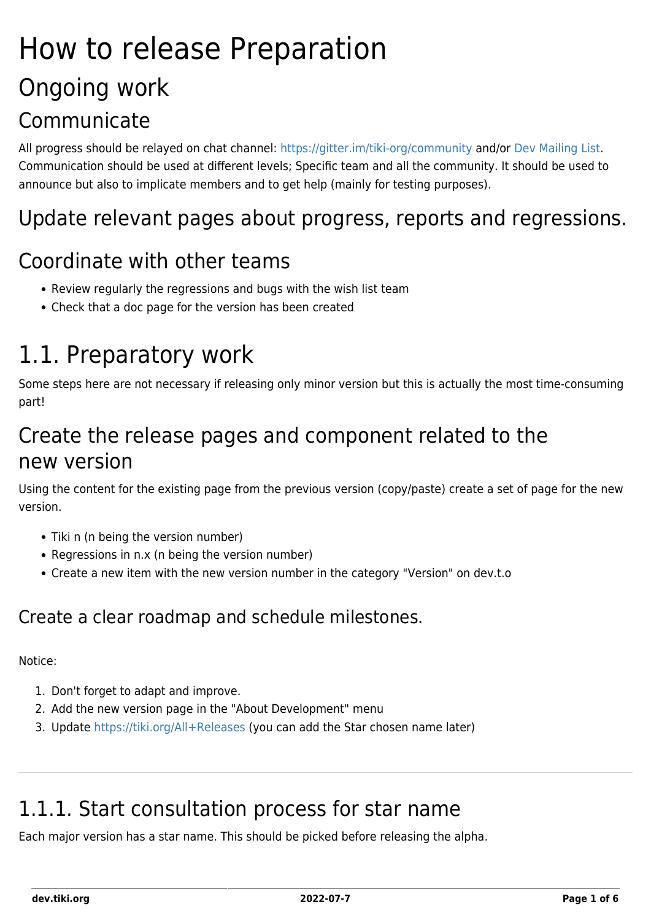# How to release Preparation

## Ongoing work

### Communicate

All progress should be relayed on chat channel: https://gitter.im/tiki-org/community and/or Dev Mailing List. Communication should be used at different levels; Specific team and all the community. It should be used to announce but also to implicate members and to get help (mainly for testing purposes).

### Update relevant pages about progress, reports and regressions.

### Coordinate with other teams

- Review regularly the regressions and bugs with the wish list team
- Check that a doc page for the version has been created

## 1.1. Preparatory work

Some steps here are not necessary if releasing only minor version but this is actually the most time-consuming part!

### Create the release pages and component related to the new version

Using the content for the existing page from the previous version (copy/paste) create a set of page for the new version.

- Tiki n (n being the version number)
- Regressions in n.x (n being the version number)
- Create a new item with the new version number in the category "Version" on dev.t.o

#### Create a clear roadmap and schedule milestones.

Notice:

1. Don't forget to adapt and improve.
2. Add the new version page in the "About Development" menu
3. Update https://tiki.org/All+Releases (you can add the Star chosen name later)

---

### 1.1.1. Start consultation process for star name

Each major version has a star name. This should be picked before releasing the alpha.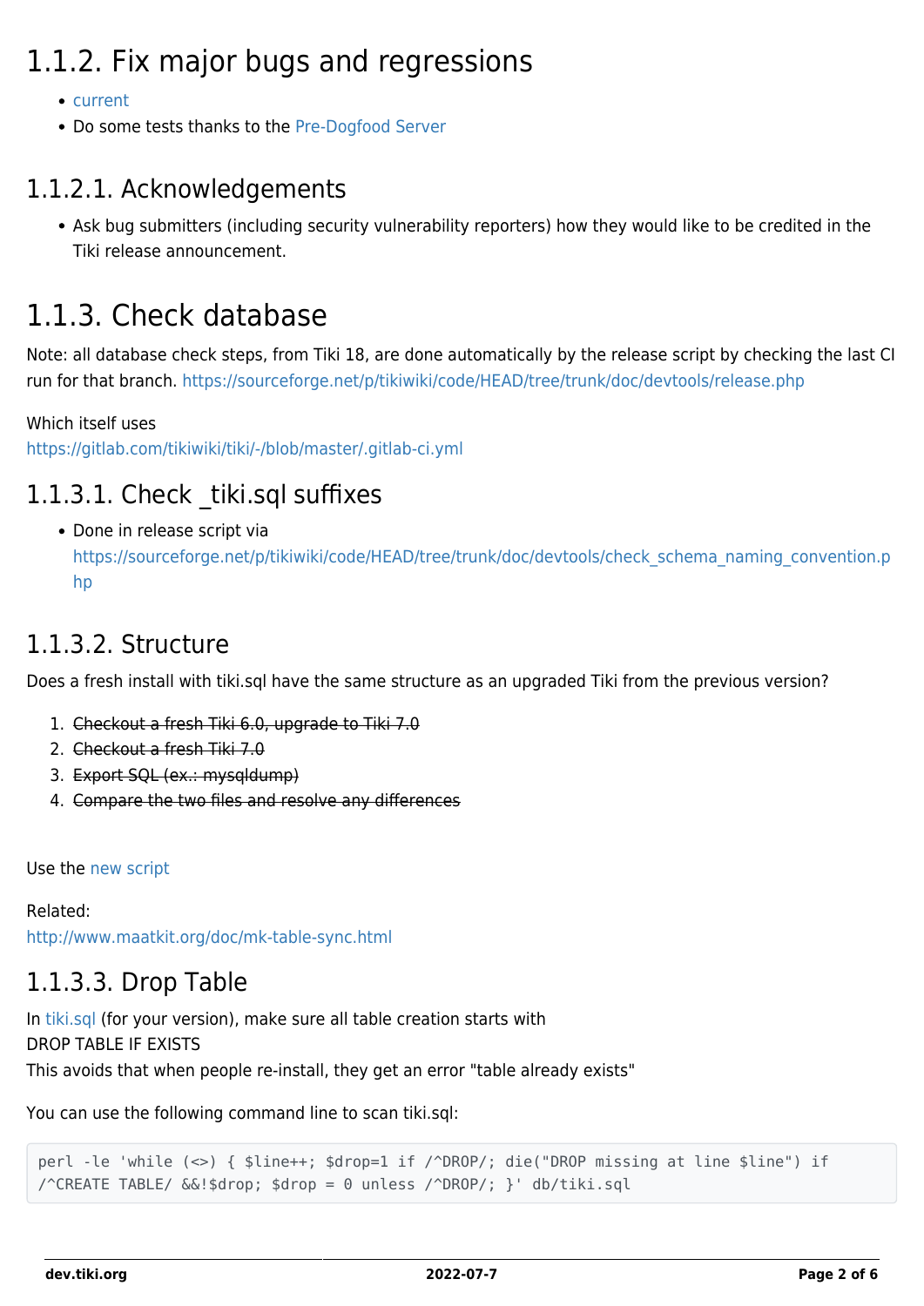## 1.1.2. Fix major bugs and regressions

- current
- Do some tests thanks to the Pre-Dogfood Server

### 1.1.2.1. Acknowledgements

- Ask bug submitters (including security vulnerability reporters) how they would like to be credited in the Tiki release announcement.

## 1.1.3. Check database

Note: all database check steps, from Tiki 18, are done automatically by the release script by checking the last CI run for that branch. https://sourceforge.net/p/tikiwiki/code/HEAD/tree/trunk/doc/devtools/release.php

Which itself uses
https://gitlab.com/tikiwiki/tiki/-/blob/master/.gitlab-ci.yml

### 1.1.3.1. Check _tiki.sql suffixes

- Done in release script via https://sourceforge.net/p/tikiwiki/code/HEAD/tree/trunk/doc/devtools/check_schema_naming_convention.php

### 1.1.3.2. Structure

Does a fresh install with tiki.sql have the same structure as an upgraded Tiki from the previous version?

1. ~~Checkout a fresh Tiki 6.0, upgrade to Tiki 7.0~~
2. ~~Checkout a fresh Tiki 7.0~~
3. ~~Export SQL (ex.: mysqldump)~~
4. ~~Compare the two files and resolve any differences~~

Use the new script

Related:
http://www.maatkit.org/doc/mk-table-sync.html

### 1.1.3.3. Drop Table

In tiki.sql (for your version), make sure all table creation starts with
DROP TABLE IF EXISTS
This avoids that when people re-install, they get an error "table already exists"

You can use the following command line to scan tiki.sql:

```
perl -le 'while (<>) { $line++; $drop=1 if /^DROP/; die("DROP missing at line $line") if /^CREATE TABLE/ &&!$drop; $drop = 0 unless /^DROP/; }' db/tiki.sql
```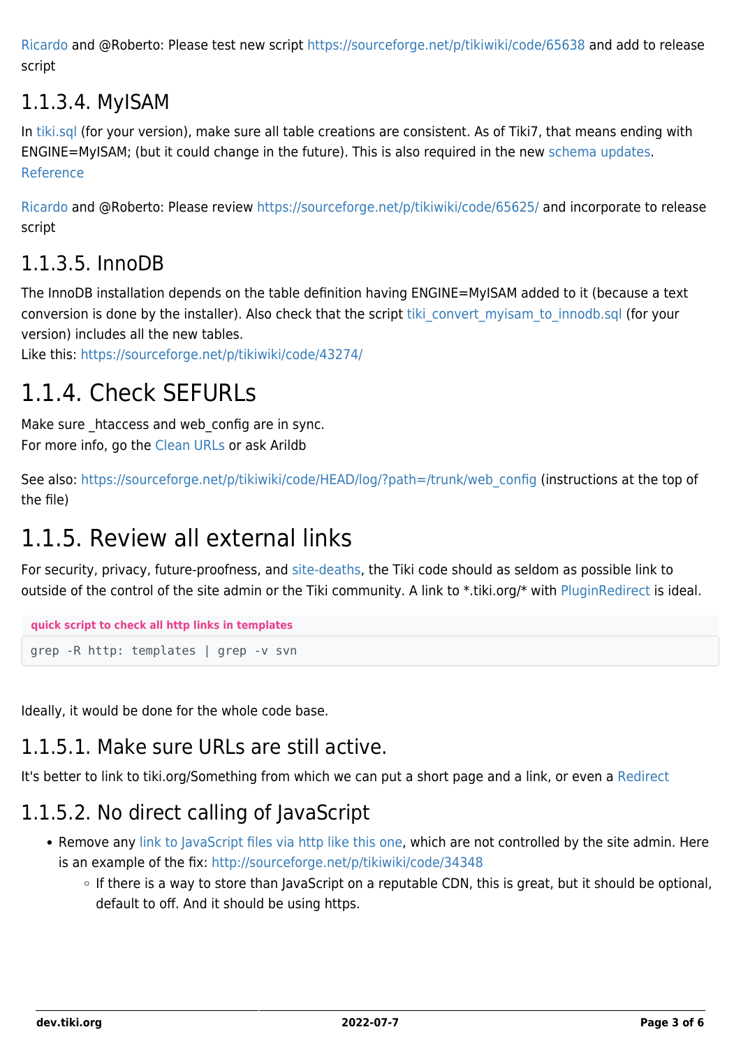Ricardo and @Roberto: Please test new script https://sourceforge.net/p/tikiwiki/code/65638 and add to release script

### 1.1.3.4. MyISAM

In tiki.sql (for your version), make sure all table creations are consistent. As of Tiki7, that means ending with ENGINE=MyISAM; (but it could change in the future). This is also required in the new schema updates. Reference

Ricardo and @Roberto: Please review https://sourceforge.net/p/tikiwiki/code/65625/ and incorporate to release script

### 1.1.3.5. InnoDB

The InnoDB installation depends on the table definition having ENGINE=MyISAM added to it (because a text conversion is done by the installer). Also check that the script tiki_convert_myisam_to_innodb.sql (for your version) includes all the new tables.
Like this: https://sourceforge.net/p/tikiwiki/code/43274/

## 1.1.4. Check SEFURLs

Make sure _htaccess and web_config are in sync.
For more info, go the Clean URLs or ask Arildb

See also: https://sourceforge.net/p/tikiwiki/code/HEAD/log/?path=/trunk/web_config (instructions at the top of the file)

## 1.1.5. Review all external links

For security, privacy, future-proofness, and site-deaths, the Tiki code should as seldom as possible link to outside of the control of the site admin or the Tiki community. A link to *.tiki.org/* with PluginRedirect is ideal.

**quick script to check all http links in templates**

```
grep -R http: templates | grep -v svn
```

Ideally, it would be done for the whole code base.

### 1.1.5.1. Make sure URLs are still active.

It's better to link to tiki.org/Something from which we can put a short page and a link, or even a Redirect

### 1.1.5.2. No direct calling of JavaScript

- Remove any link to JavaScript files via http like this one, which are not controlled by the site admin. Here is an example of the fix: http://sourceforge.net/p/tikiwiki/code/34348
  - If there is a way to store than JavaScript on a reputable CDN, this is great, but it should be optional, default to off. And it should be using https.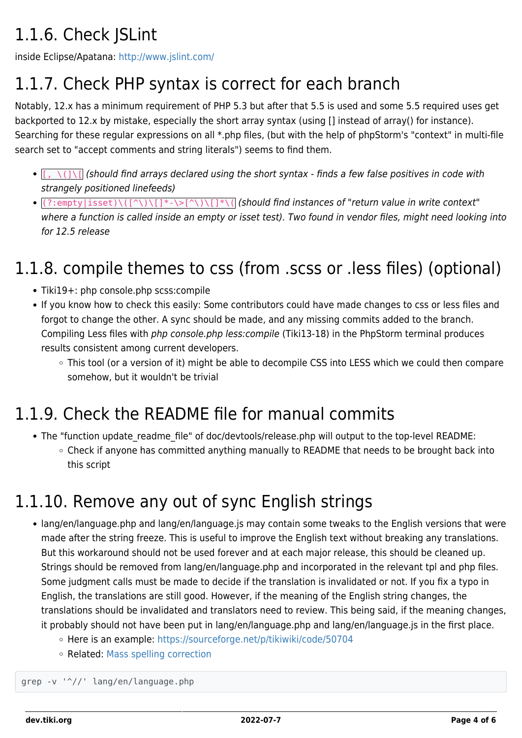## 1.1.6. Check JSLint

inside Eclipse/Apatana: http://www.jslint.com/

## 1.1.7. Check PHP syntax is correct for each branch

Notably, 12.x has a minimum requirement of PHP 5.3 but after that 5.5 is used and some 5.5 required uses get backported to 12.x by mistake, especially the short array syntax (using [] instead of array() for instance). Searching for these regular expressions on all *.php files, (but with the help of phpStorm's "context" in multi-file search set to "accept comments and string literals") seems to find them.

- `[, \(]\[` *(should find arrays declared using the short syntax - finds a few false positives in code with strangely positioned linefeeds)*
- `(?:empty|isset)\([^\)\[]*-\>[^\)\[]*\(` *(should find instances of "return value in write context" where a function is called inside an empty or isset test). Two found in vendor files, might need looking into for 12.5 release*

## 1.1.8. compile themes to css (from .scss or .less files) (optional)

- Tiki19+: php console.php scss:compile
- If you know how to check this easily: Some contributors could have made changes to css or less files and forgot to change the other. A sync should be made, and any missing commits added to the branch. Compiling Less files with *php console.php less:compile* (Tiki13-18) in the PhpStorm terminal produces results consistent among current developers.
  - This tool (or a version of it) might be able to decompile CSS into LESS which we could then compare somehow, but it wouldn't be trivial

## 1.1.9. Check the README file for manual commits

- The "function update_readme_file" of doc/devtools/release.php will output to the top-level README:
  - Check if anyone has committed anything manually to README that needs to be brought back into this script

## 1.1.10. Remove any out of sync English strings

- lang/en/language.php and lang/en/language.js may contain some tweaks to the English versions that were made after the string freeze. This is useful to improve the English text without breaking any translations. But this workaround should not be used forever and at each major release, this should be cleaned up. Strings should be removed from lang/en/language.php and incorporated in the relevant tpl and php files. Some judgment calls must be made to decide if the translation is invalidated or not. If you fix a typo in English, the translations are still good. However, if the meaning of the English string changes, the translations should be invalidated and translators need to review. This being said, if the meaning changes, it probably should not have been put in lang/en/language.php and lang/en/language.js in the first place.
  - Here is an example: https://sourceforge.net/p/tikiwiki/code/50704
  - Related: Mass spelling correction

```
grep -v '^//' lang/en/language.php
```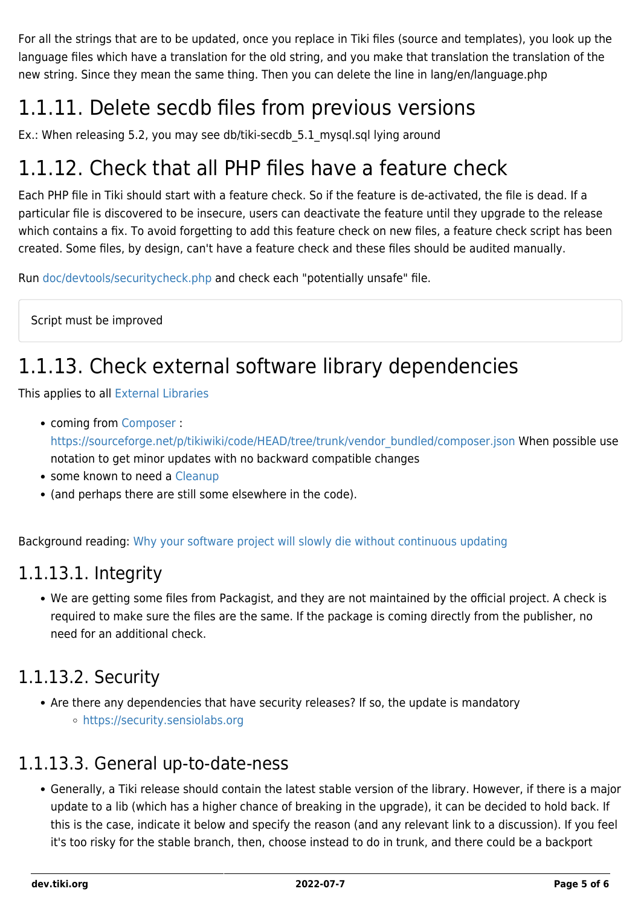For all the strings that are to be updated, once you replace in Tiki files (source and templates), you look up the language files which have a translation for the old string, and you make that translation the translation of the new string. Since they mean the same thing. Then you can delete the line in lang/en/language.php

## 1.1.11. Delete secdb files from previous versions

Ex.: When releasing 5.2, you may see db/tiki-secdb_5.1_mysql.sql lying around

## 1.1.12. Check that all PHP files have a feature check

Each PHP file in Tiki should start with a feature check. So if the feature is de-activated, the file is dead. If a particular file is discovered to be insecure, users can deactivate the feature until they upgrade to the release which contains a fix. To avoid forgetting to add this feature check on new files, a feature check script has been created. Some files, by design, can't have a feature check and these files should be audited manually.

Run doc/devtools/securitycheck.php and check each "potentially unsafe" file.

> Script must be improved

## 1.1.13. Check external software library dependencies

This applies to all External Libraries

- coming from Composer : https://sourceforge.net/p/tikiwiki/code/HEAD/tree/trunk/vendor_bundled/composer.json When possible use notation to get minor updates with no backward compatible changes
- some known to need a Cleanup
- (and perhaps there are still some elsewhere in the code).

Background reading: Why your software project will slowly die without continuous updating

### 1.1.13.1. Integrity

- We are getting some files from Packagist, and they are not maintained by the official project. A check is required to make sure the files are the same. If the package is coming directly from the publisher, no need for an additional check.

### 1.1.13.2. Security

- Are there any dependencies that have security releases? If so, the update is mandatory
  - https://security.sensiolabs.org

### 1.1.13.3. General up-to-date-ness

- Generally, a Tiki release should contain the latest stable version of the library. However, if there is a major update to a lib (which has a higher chance of breaking in the upgrade), it can be decided to hold back. If this is the case, indicate it below and specify the reason (and any relevant link to a discussion). If you feel it's too risky for the stable branch, then, choose instead to do in trunk, and there could be a backport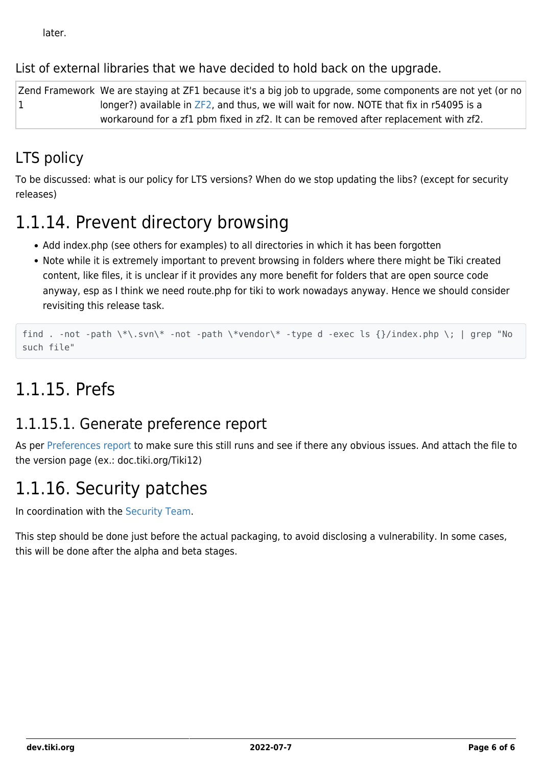later.

List of external libraries that we have decided to hold back on the upgrade.

| | |
|---|---|
| Zend Framework 1 | We are staying at ZF1 because it's a big job to upgrade, some components are not yet (or no longer?) available in ZF2, and thus, we will wait for now. NOTE that fix in r54095 is a workaround for a zf1 pbm fixed in zf2. It can be removed after replacement with zf2. |

## LTS policy

To be discussed: what is our policy for LTS versions? When do we stop updating the libs? (except for security releases)

# 1.1.14. Prevent directory browsing

- Add index.php (see others for examples) to all directories in which it has been forgotten
- Note while it is extremely important to prevent browsing in folders where there might be Tiki created content, like files, it is unclear if it provides any more benefit for folders that are open source code anyway, esp as I think we need route.php for tiki to work nowadays anyway. Hence we should consider revisiting this release task.

```
find . -not -path \*\.svn\* -not -path \*vendor\* -type d -exec ls {}/index.php \; | grep "No such file"
```

# 1.1.15. Prefs

## 1.1.15.1. Generate preference report

As per Preferences report to make sure this still runs and see if there any obvious issues. And attach the file to the version page (ex.: doc.tiki.org/Tiki12)

# 1.1.16. Security patches

In coordination with the Security Team.

This step should be done just before the actual packaging, to avoid disclosing a vulnerability. In some cases, this will be done after the alpha and beta stages.